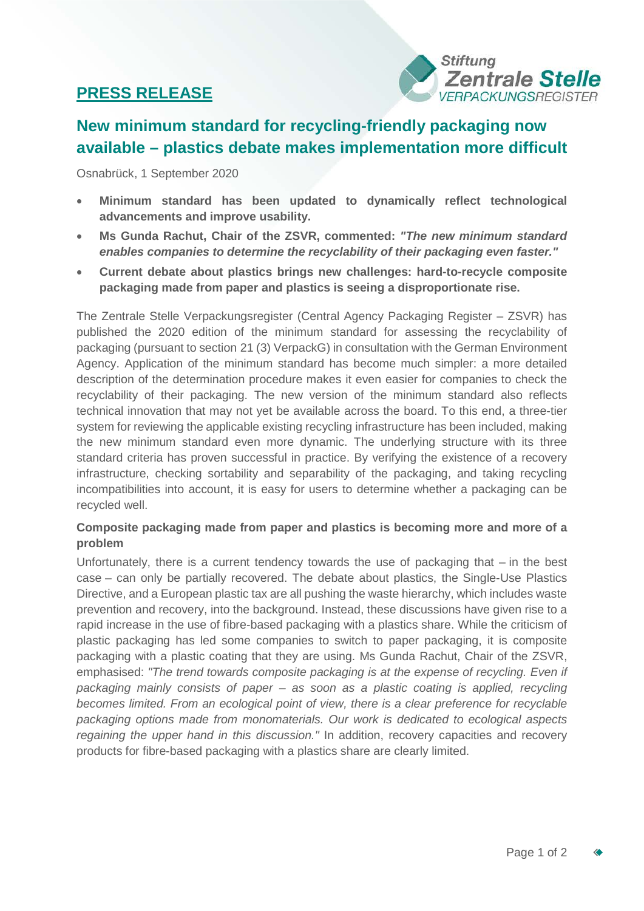**PRESS RELEASE**

# New minimum standard for recycling-friendly packaging now available – plastics debate makes implementation more difficult

Osnabrück, 1 September 2020

- **Minimum standard has been updated to dynamically reflect technological advancements and improve usability.**
- **Ms Gunda Rachut, Chair of the ZSVR, commented: *"The new minimum standard enables companies to determine the recyclability of their packaging even faster."***
- **Current debate about plastics brings new challenges: hard-to-recycle composite packaging made from paper and plastics is seeing a disproportionate rise.**

The Zentrale Stelle Verpackungsregister (Central Agency Packaging Register – ZSVR) has published the 2020 edition of the minimum standard for assessing the recyclability of packaging (pursuant to section 21 (3) VerpackG) in consultation with the German Environment Agency. Application of the minimum standard has become much simpler: a more detailed description of the determination procedure makes it even easier for companies to check the recyclability of their packaging. The new version of the minimum standard also reflects technical innovation that may not yet be available across the board. To this end, a three-tier system for reviewing the applicable existing recycling infrastructure has been included, making the new minimum standard even more dynamic. The underlying structure with its three standard criteria has proven successful in practice. By verifying the existence of a recovery infrastructure, checking sortability and separability of the packaging, and taking recycling incompatibilities into account, it is easy for users to determine whether a packaging can be recycled well.

**Composite packaging made from paper and plastics is becoming more and more of a problem**

Unfortunately, there is a current tendency towards the use of packaging that – in the best case – can only be partially recovered. The debate about plastics, the Single-Use Plastics Directive, and a European plastic tax are all pushing the waste hierarchy, which includes waste prevention and recovery, into the background. Instead, these discussions have given rise to a rapid increase in the use of fibre-based packaging with a plastics share. While the criticism of plastic packaging has led some companies to switch to paper packaging, it is composite packaging with a plastic coating that they are using. Ms Gunda Rachut, Chair of the ZSVR, emphasised: *"The trend towards composite packaging is at the expense of recycling. Even if packaging mainly consists of paper – as soon as a plastic coating is applied, recycling becomes limited. From an ecological point of view, there is a clear preference for recyclable packaging options made from monomaterials. Our work is dedicated to ecological aspects regaining the upper hand in this discussion."* In addition, recovery capacities and recovery products for fibre-based packaging with a plastics share are clearly limited.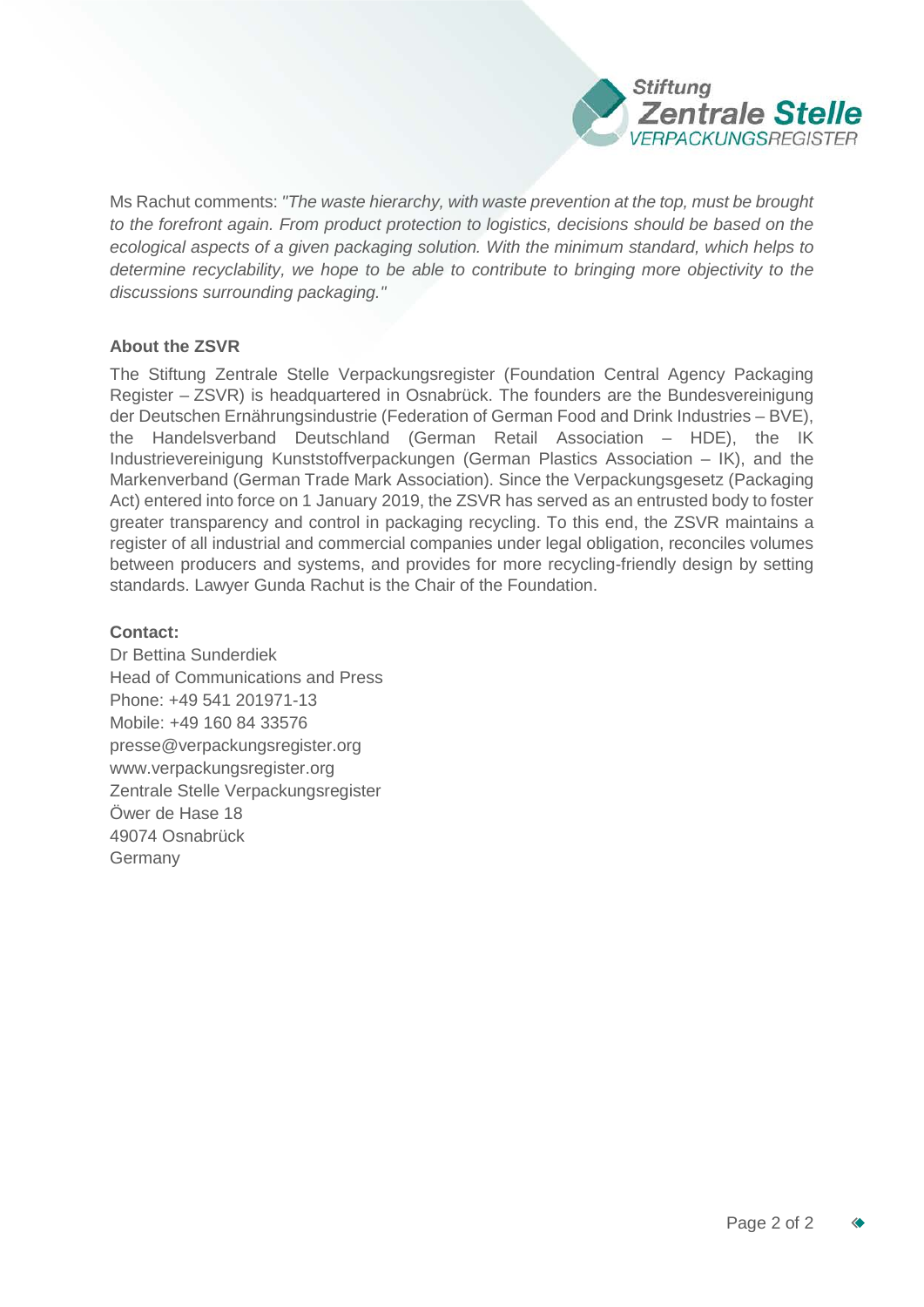Ms Rachut comments: *"The waste hierarchy, with waste prevention at the top, must be brought to the forefront again. From product protection to logistics, decisions should be based on the ecological aspects of a given packaging solution. With the minimum standard, which helps to determine recyclability, we hope to be able to contribute to bringing more objectivity to the discussions surrounding packaging."*

**About the ZSVR**

The Stiftung Zentrale Stelle Verpackungsregister (Foundation Central Agency Packaging Register – ZSVR) is headquartered in Osnabrück. The founders are the Bundesvereinigung der Deutschen Ernährungsindustrie (Federation of German Food and Drink Industries – BVE), the Handelsverband Deutschland (German Retail Association – HDE), the IK Industrievereinigung Kunststoffverpackungen (German Plastics Association – IK), and the Markenverband (German Trade Mark Association). Since the Verpackungsgesetz (Packaging Act) entered into force on 1 January 2019, the ZSVR has served as an entrusted body to foster greater transparency and control in packaging recycling. To this end, the ZSVR maintains a register of all industrial and commercial companies under legal obligation, reconciles volumes between producers and systems, and provides for more recycling-friendly design by setting standards. Lawyer Gunda Rachut is the Chair of the Foundation.

**Contact:**

Dr Bettina Sunderdiek  
Head of Communications and Press  
Phone: +49 541 201971-13  
Mobile: +49 160 84 33576  
presse@verpackungsregister.org  
www.verpackungsregister.org  
Zentrale Stelle Verpackungsregister  
Öwer de Hase 18  
49074 Osnabrück  
Germany